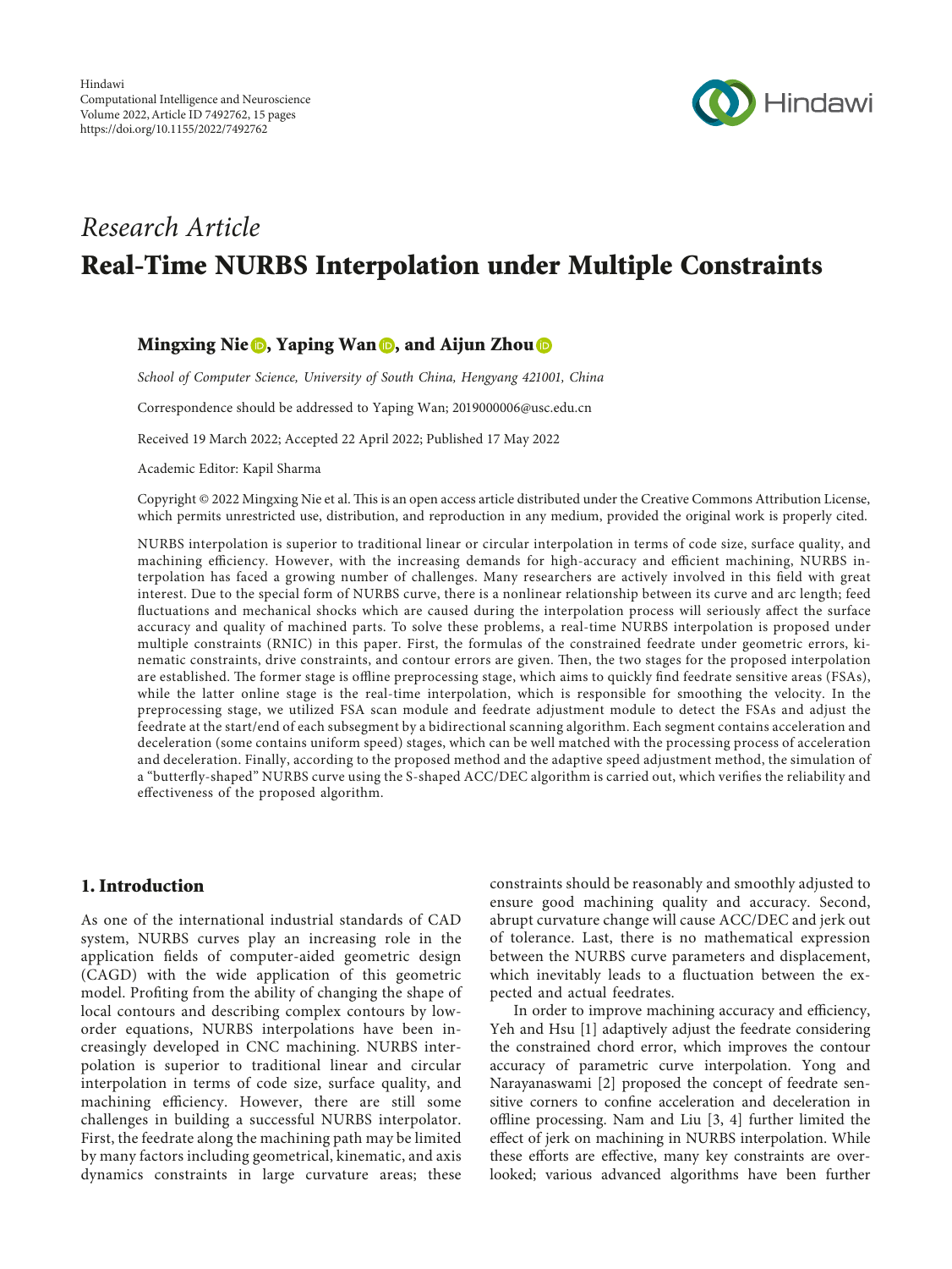Hindawi
Computational Intelligence and Neuroscience
Volume 2022, Article ID 7492762, 15 pages
https://doi.org/10.1155/2022/7492762

*Research Article*

# Real-Time NURBS Interpolation under Multiple Constraints

**Mingxing Nie, Yaping Wan, and Aijun Zhou**

*School of Computer Science, University of South China, Hengyang 421001, China*

Correspondence should be addressed to Yaping Wan; 2019000006@usc.edu.cn

Received 19 March 2022; Accepted 22 April 2022; Published 17 May 2022

Academic Editor: Kapil Sharma

Copyright © 2022 Mingxing Nie et al. This is an open access article distributed under the Creative Commons Attribution License, which permits unrestricted use, distribution, and reproduction in any medium, provided the original work is properly cited.

NURBS interpolation is superior to traditional linear or circular interpolation in terms of code size, surface quality, and machining efficiency. However, with the increasing demands for high-accuracy and efficient machining, NURBS interpolation has faced a growing number of challenges. Many researchers are actively involved in this field with great interest. Due to the special form of NURBS curve, there is a nonlinear relationship between its curve and arc length; feed fluctuations and mechanical shocks which are caused during the interpolation process will seriously affect the surface accuracy and quality of machined parts. To solve these problems, a real-time NURBS interpolation is proposed under multiple constraints (RNIC) in this paper. First, the formulas of the constrained feedrate under geometric errors, kinematic constraints, drive constraints, and contour errors are given. Then, the two stages for the proposed interpolation are established. The former stage is offline preprocessing stage, which aims to quickly find feedrate sensitive areas (FSAs), while the latter online stage is the real-time interpolation, which is responsible for smoothing the velocity. In the preprocessing stage, we utilized FSA scan module and feedrate adjustment module to detect the FSAs and adjust the feedrate at the start/end of each subsegment by a bidirectional scanning algorithm. Each segment contains acceleration and deceleration (some contains uniform speed) stages, which can be well matched with the processing process of acceleration and deceleration. Finally, according to the proposed method and the adaptive speed adjustment method, the simulation of a "butterfly-shaped" NURBS curve using the S-shaped ACC/DEC algorithm is carried out, which verifies the reliability and effectiveness of the proposed algorithm.

## 1. Introduction

As one of the international industrial standards of CAD system, NURBS curves play an increasing role in the application fields of computer-aided geometric design (CAGD) with the wide application of this geometric model. Profiting from the ability of changing the shape of local contours and describing complex contours by low-order equations, NURBS interpolations have been increasingly developed in CNC machining. NURBS interpolation is superior to traditional linear and circular interpolation in terms of code size, surface quality, and machining efficiency. However, there are still some challenges in building a successful NURBS interpolator. First, the feedrate along the machining path may be limited by many factors including geometrical, kinematic, and axis dynamics constraints in large curvature areas; these constraints should be reasonably and smoothly adjusted to ensure good machining quality and accuracy. Second, abrupt curvature change will cause ACC/DEC and jerk out of tolerance. Last, there is no mathematical expression between the NURBS curve parameters and displacement, which inevitably leads to a fluctuation between the expected and actual feedrates.

In order to improve machining accuracy and efficiency, Yeh and Hsu [1] adaptively adjust the feedrate considering the constrained chord error, which improves the contour accuracy of parametric curve interpolation. Yong and Narayanaswami [2] proposed the concept of feedrate sensitive corners to confine acceleration and deceleration in offline processing. Nam and Liu [3, 4] further limited the effect of jerk on machining in NURBS interpolation. While these efforts are effective, many key constraints are overlooked; various advanced algorithms have been further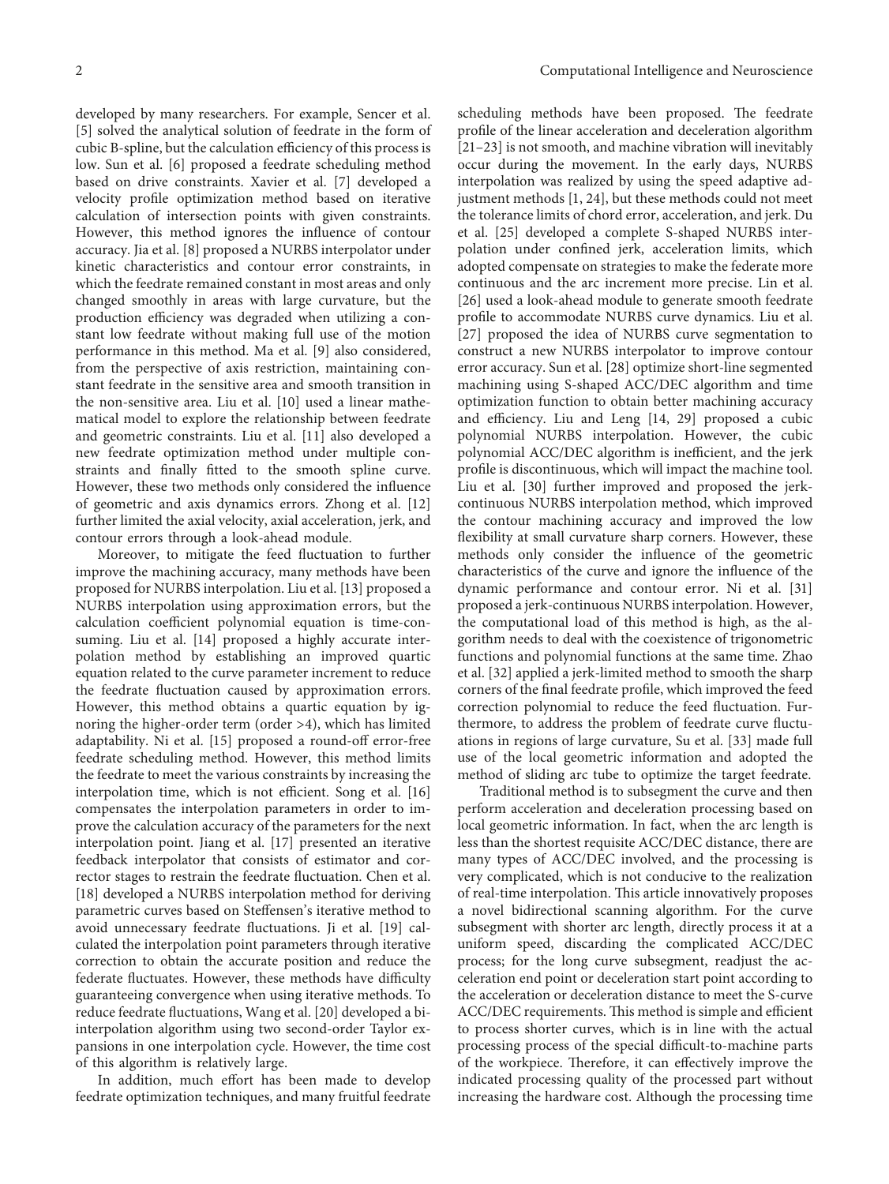developed by many researchers. For example, Sencer et al. [5] solved the analytical solution of feedrate in the form of cubic B-spline, but the calculation efficiency of this process is low. Sun et al. [6] proposed a feedrate scheduling method based on drive constraints. Xavier et al. [7] developed a velocity profile optimization method based on iterative calculation of intersection points with given constraints. However, this method ignores the influence of contour accuracy. Jia et al. [8] proposed a NURBS interpolator under kinetic characteristics and contour error constraints, in which the feedrate remained constant in most areas and only changed smoothly in areas with large curvature, but the production efficiency was degraded when utilizing a constant low feedrate without making full use of the motion performance in this method. Ma et al. [9] also considered, from the perspective of axis restriction, maintaining constant feedrate in the sensitive area and smooth transition in the non-sensitive area. Liu et al. [10] used a linear mathematical model to explore the relationship between feedrate and geometric constraints. Liu et al. [11] also developed a new feedrate optimization method under multiple constraints and finally fitted to the smooth spline curve. However, these two methods only considered the influence of geometric and axis dynamics errors. Zhong et al. [12] further limited the axial velocity, axial acceleration, jerk, and contour errors through a look-ahead module.

Moreover, to mitigate the feed fluctuation to further improve the machining accuracy, many methods have been proposed for NURBS interpolation. Liu et al. [13] proposed a NURBS interpolation using approximation errors, but the calculation coefficient polynomial equation is time-consuming. Liu et al. [14] proposed a highly accurate interpolation method by establishing an improved quartic equation related to the curve parameter increment to reduce the feedrate fluctuation caused by approximation errors. However, this method obtains a quartic equation by ignoring the higher-order term (order >4), which has limited adaptability. Ni et al. [15] proposed a round-off error-free feedrate scheduling method. However, this method limits the feedrate to meet the various constraints by increasing the interpolation time, which is not efficient. Song et al. [16] compensates the interpolation parameters in order to improve the calculation accuracy of the parameters for the next interpolation point. Jiang et al. [17] presented an iterative feedback interpolator that consists of estimator and corrector stages to restrain the feedrate fluctuation. Chen et al. [18] developed a NURBS interpolation method for deriving parametric curves based on Steffensen's iterative method to avoid unnecessary feedrate fluctuations. Ji et al. [19] calculated the interpolation point parameters through iterative correction to obtain the accurate position and reduce the federate fluctuates. However, these methods have difficulty guaranteeing convergence when using iterative methods. To reduce feedrate fluctuations, Wang et al. [20] developed a bi-interpolation algorithm using two second-order Taylor expansions in one interpolation cycle. However, the time cost of this algorithm is relatively large.

In addition, much effort has been made to develop feedrate optimization techniques, and many fruitful feedrate scheduling methods have been proposed. The feedrate profile of the linear acceleration and deceleration algorithm [21–23] is not smooth, and machine vibration will inevitably occur during the movement. In the early days, NURBS interpolation was realized by using the speed adaptive adjustment methods [1, 24], but these methods could not meet the tolerance limits of chord error, acceleration, and jerk. Du et al. [25] developed a complete S-shaped NURBS interpolation under confined jerk, acceleration limits, which adopted compensate on strategies to make the federate more continuous and the arc increment more precise. Lin et al. [26] used a look-ahead module to generate smooth feedrate profile to accommodate NURBS curve dynamics. Liu et al. [27] proposed the idea of NURBS curve segmentation to construct a new NURBS interpolator to improve contour error accuracy. Sun et al. [28] optimize short-line segmented machining using S-shaped ACC/DEC algorithm and time optimization function to obtain better machining accuracy and efficiency. Liu and Leng [14, 29] proposed a cubic polynomial NURBS interpolation. However, the cubic polynomial ACC/DEC algorithm is inefficient, and the jerk profile is discontinuous, which will impact the machine tool. Liu et al. [30] further improved and proposed the jerk-continuous NURBS interpolation method, which improved the contour machining accuracy and improved the low flexibility at small curvature sharp corners. However, these methods only consider the influence of the geometric characteristics of the curve and ignore the influence of the dynamic performance and contour error. Ni et al. [31] proposed a jerk-continuous NURBS interpolation. However, the computational load of this method is high, as the algorithm needs to deal with the coexistence of trigonometric functions and polynomial functions at the same time. Zhao et al. [32] applied a jerk-limited method to smooth the sharp corners of the final feedrate profile, which improved the feed correction polynomial to reduce the feed fluctuation. Furthermore, to address the problem of feedrate curve fluctuations in regions of large curvature, Su et al. [33] made full use of the local geometric information and adopted the method of sliding arc tube to optimize the target feedrate.

Traditional method is to subsegment the curve and then perform acceleration and deceleration processing based on local geometric information. In fact, when the arc length is less than the shortest requisite ACC/DEC distance, there are many types of ACC/DEC involved, and the processing is very complicated, which is not conducive to the realization of real-time interpolation. This article innovatively proposes a novel bidirectional scanning algorithm. For the curve subsegment with shorter arc length, directly process it at a uniform speed, discarding the complicated ACC/DEC process; for the long curve subsegment, readjust the acceleration end point or deceleration start point according to the acceleration or deceleration distance to meet the S-curve ACC/DEC requirements. This method is simple and efficient to process shorter curves, which is in line with the actual processing process of the special difficult-to-machine parts of the workpiece. Therefore, it can effectively improve the indicated processing quality of the processed part without increasing the hardware cost. Although the processing time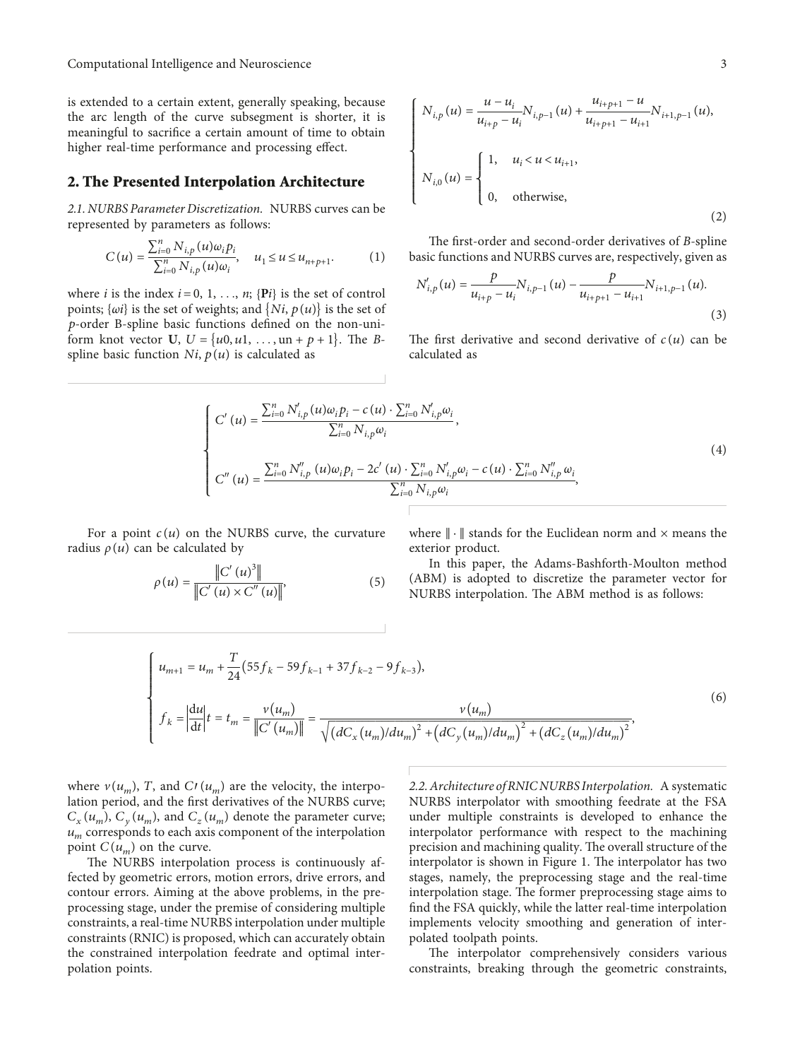is extended to a certain extent, generally speaking, because the arc length of the curve subsegment is shorter, it is meaningful to sacrifice a certain amount of time to obtain higher real-time performance and processing effect.

## 2. The Presented Interpolation Architecture

*2.1. NURBS Parameter Discretization.* NURBS curves can be represented by parameters as follows:

$$C(u) = \frac{\sum_{i=0}^{n} N_{i,p}(u)\omega_i p_i}{\sum_{i=0}^{n} N_{i,p}(u)\omega_i}, \quad u_1 \le u \le u_{n+p+1}. \tag{1}$$

where $i$ is the index $i = 0, 1, \ldots, n$; $\{\mathbf{P}i\}$ is the set of control points; $\{\omega i\}$ is the set of weights; and $\{Ni, p(u)\}$ is the set of $p$-order B-spline basic functions defined on the non-uniform knot vector $\mathbf{U}$, $U = \{u0, u1, \ldots, \text{un} + p + 1\}$. The $B$-spline basic function $Ni, p(u)$ is calculated as

$$\begin{cases} N_{i,p}(u) = \dfrac{u - u_i}{u_{i+p} - u_i} N_{i,p-1}(u) + \dfrac{u_{i+p+1} - u}{u_{i+p+1} - u_{i+1}} N_{i+1,p-1}(u), \\[2ex] N_{i,0}(u) = \begin{cases} 1, & u_i < u < u_{i+1}, \\[1ex] 0, & \text{otherwise}, \end{cases} \end{cases} \tag{2}$$

The first-order and second-order derivatives of $B$-spline basic functions and NURBS curves are, respectively, given as

$$N'_{i,p}(u) = \frac{p}{u_{i+p} - u_i} N_{i,p-1}(u) - \frac{p}{u_{i+p+1} - u_{i+1}} N_{i+1,p-1}(u). \tag{3}$$

The first derivative and second derivative of $c(u)$ can be calculated as

$$\begin{cases} C'(u) = \dfrac{\sum_{i=0}^{n} N'_{i,p}(u)\omega_i p_i - c(u) \cdot \sum_{i=0}^{n} N'_{i,p}\omega_i}{\sum_{i=0}^{n} N_{i,p}\omega_i}, \\[3ex] C''(u) = \dfrac{\sum_{i=0}^{n} N''_{i,p}(u)\omega_i p_i - 2c'(u) \cdot \sum_{i=0}^{n} N'_{i,p}\omega_i - c(u) \cdot \sum_{i=0}^{n} N''_{i,p}\omega_i}{\sum_{i=0}^{n} N_{i,p}\omega_i}, \end{cases} \tag{4}$$

For a point $c(u)$ on the NURBS curve, the curvature radius $\rho(u)$ can be calculated by

$$\rho(u) = \frac{\left\| C'(u)^3 \right\|}{\left\| C'(u) \times C''(u) \right\|}, \tag{5}$$

where $\|\cdot\|$ stands for the Euclidean norm and $\times$ means the exterior product.

In this paper, the Adams-Bashforth-Moulton method (ABM) is adopted to discretize the parameter vector for NURBS interpolation. The ABM method is as follows:

$$\begin{cases} u_{m+1} = u_m + \dfrac{T}{24}\left(55f_k - 59f_{k-1} + 37f_{k-2} - 9f_{k-3}\right), \\[2ex] f_k = \left|\dfrac{\mathrm{d}u}{\mathrm{d}t}\right| t = t_m = \dfrac{v(u_m)}{\left\|C'(u_m)\right\|} = \dfrac{v(u_m)}{\sqrt{\left(dC_x(u_m)/du_m\right)^2 + \left(dC_y(u_m)/du_m\right)^2 + \left(dC_z(u_m)/du_m\right)^2}}, \end{cases} \tag{6}$$

where $v(u_m)$, $T$, and $C\prime(u_m)$ are the velocity, the interpolation period, and the first derivatives of the NURBS curve; $C_x(u_m)$, $C_y(u_m)$, and $C_z(u_m)$ denote the parameter curve; $u_m$ corresponds to each axis component of the interpolation point $C(u_m)$ on the curve.

The NURBS interpolation process is continuously affected by geometric errors, motion errors, drive errors, and contour errors. Aiming at the above problems, in the preprocessing stage, under the premise of considering multiple constraints, a real-time NURBS interpolation under multiple constraints (RNIC) is proposed, which can accurately obtain the constrained interpolation feedrate and optimal interpolation points.

*2.2. Architecture of RNIC NURBS Interpolation.* A systematic NURBS interpolator with smoothing feedrate at the FSA under multiple constraints is developed to enhance the interpolator performance with respect to the machining precision and machining quality. The overall structure of the interpolator is shown in Figure 1. The interpolator has two stages, namely, the preprocessing stage and the real-time interpolation stage. The former preprocessing stage aims to find the FSA quickly, while the latter real-time interpolation implements velocity smoothing and generation of interpolated toolpath points.

The interpolator comprehensively considers various constraints, breaking through the geometric constraints,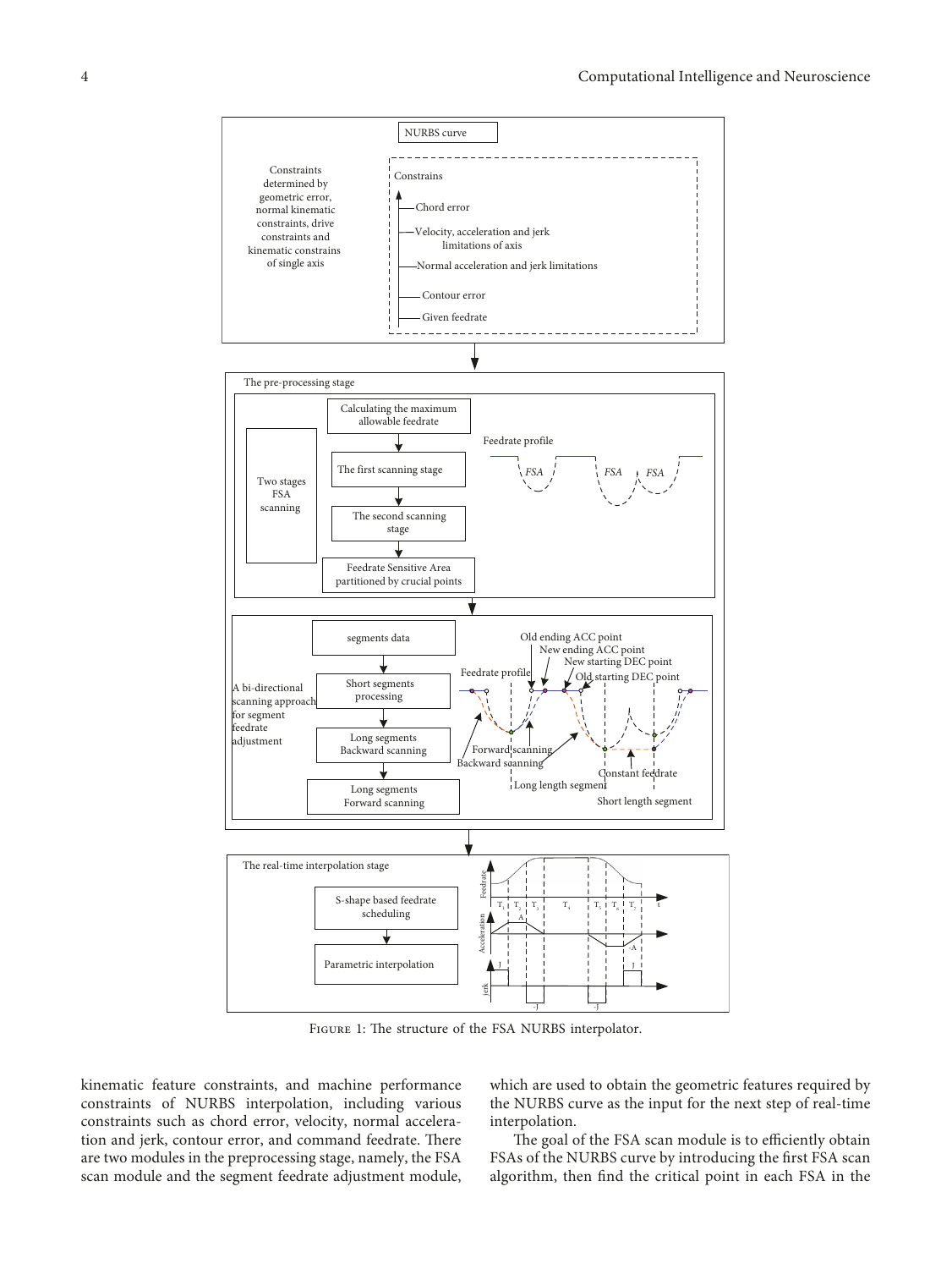FIGURE 1: The structure of the FSA NURBS interpolator.

kinematic feature constraints, and machine performance constraints of NURBS interpolation, including various constraints such as chord error, velocity, normal acceleration and jerk, contour error, and command feedrate. There are two modules in the preprocessing stage, namely, the FSA scan module and the segment feedrate adjustment module, which are used to obtain the geometric features required by the NURBS curve as the input for the next step of real-time interpolation.

The goal of the FSA scan module is to efficiently obtain FSAs of the NURBS curve by introducing the first FSA scan algorithm, then find the critical point in each FSA in the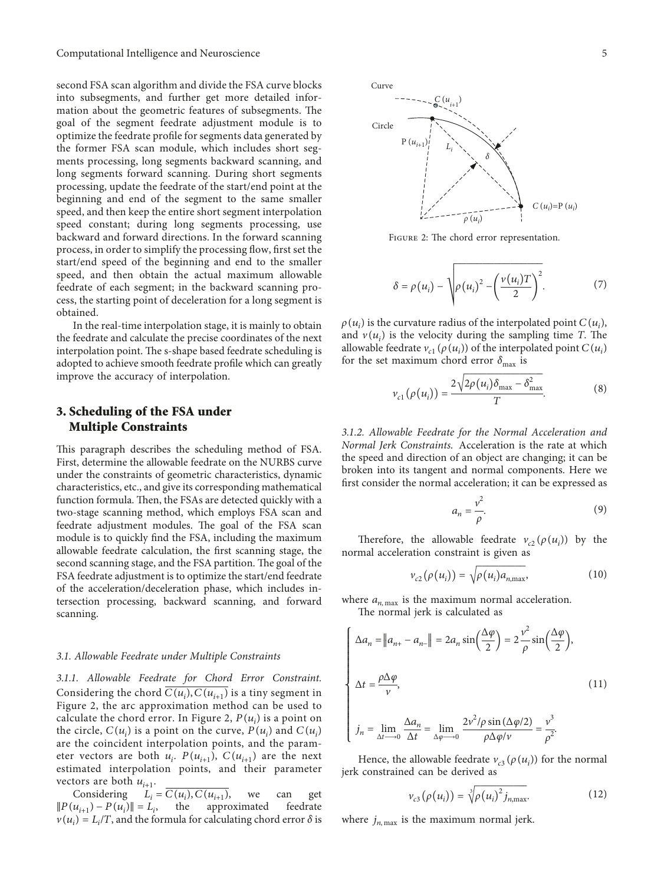second FSA scan algorithm and divide the FSA curve blocks into subsegments, and further get more detailed information about the geometric features of subsegments. The goal of the segment feedrate adjustment module is to optimize the feedrate profile for segments data generated by the former FSA scan module, which includes short segments processing, long segments backward scanning, and long segments forward scanning. During short segments processing, update the feedrate of the start/end point at the beginning and end of the segment to the same smaller speed, and then keep the entire short segment interpolation speed constant; during long segments processing, use backward and forward directions. In the forward scanning process, in order to simplify the processing flow, first set the start/end speed of the beginning and end to the smaller speed, and then obtain the actual maximum allowable feedrate of each segment; in the backward scanning process, the starting point of deceleration for a long segment is obtained.

In the real-time interpolation stage, it is mainly to obtain the feedrate and calculate the precise coordinates of the next interpolation point. The s-shape based feedrate scheduling is adopted to achieve smooth feedrate profile which can greatly improve the accuracy of interpolation.

## 3. Scheduling of the FSA under Multiple Constraints

This paragraph describes the scheduling method of FSA. First, determine the allowable feedrate on the NURBS curve under the constraints of geometric characteristics, dynamic characteristics, etc., and give its corresponding mathematical function formula. Then, the FSAs are detected quickly with a two-stage scanning method, which employs FSA scan and feedrate adjustment modules. The goal of the FSA scan module is to quickly find the FSA, including the maximum allowable feedrate calculation, the first scanning stage, the second scanning stage, and the FSA partition. The goal of the FSA feedrate adjustment is to optimize the start/end feedrate of the acceleration/deceleration phase, which includes intersection processing, backward scanning, and forward scanning.

### 3.1. Allowable Feedrate under Multiple Constraints

*3.1.1. Allowable Feedrate for Chord Error Constraint.* Considering the chord $\overline{C(u_i), C(u_{i+1})}$ is a tiny segment in Figure 2, the arc approximation method can be used to calculate the chord error. In Figure 2, $P(u_i)$ is a point on the circle, $C(u_i)$ is a point on the curve, $P(u_i)$ and $C(u_i)$ are the coincident interpolation points, and the parameter vectors are both $u_i$. $P(u_{i+1})$, $C(u_{i+1})$ are the next estimated interpolation points, and their parameter vectors are both $u_{i+1}$.

Considering $L_i = \overline{C(u_i), C(u_{i+1})}$, we can get $\|P(u_{i+1}) - P(u_i)\| = L_i$, the approximated feedrate $v(u_i) = L_i/T$, and the formula for calculating chord error $\delta$ is

Figure 2: The chord error representation.

$$\delta = \rho(u_i) - \sqrt{\rho(u_i)^2 - \left(\frac{v(u_i)T}{2}\right)^2}. \tag{7}$$

$\rho(u_i)$ is the curvature radius of the interpolated point $C(u_i)$, and $v(u_i)$ is the velocity during the sampling time $T$. The allowable feedrate $v_{c1}(\rho(u_i))$ of the interpolated point $C(u_i)$ for the set maximum chord error $\delta_{\max}$ is

$$v_{c1}(\rho(u_i)) = \frac{2\sqrt{2\rho(u_i)\delta_{\max} - \delta_{\max}^2}}{T}. \tag{8}$$

*3.1.2. Allowable Feedrate for the Normal Acceleration and Normal Jerk Constraints.* Acceleration is the rate at which the speed and direction of an object are changing; it can be broken into its tangent and normal components. Here we first consider the normal acceleration; it can be expressed as

$$a_n = \frac{v^2}{\rho}. \tag{9}$$

Therefore, the allowable feedrate $v_{c2}(\rho(u_i))$ by the normal acceleration constraint is given as

$$v_{c2}(\rho(u_i)) = \sqrt{\rho(u_i)a_{n,\max}}, \tag{10}$$

where $a_{n,\max}$ is the maximum normal acceleration.

The normal jerk is calculated as

$$\begin{cases} \Delta a_n = \|a_{n+} - a_{n-}\| = 2a_n \sin\left(\dfrac{\Delta\varphi}{2}\right) = 2\dfrac{v^2}{\rho}\sin\left(\dfrac{\Delta\varphi}{2}\right), \\[2ex] \Delta t = \dfrac{\rho\Delta\varphi}{v}, \\[2ex] j_n = \lim\limits_{\Delta t \longrightarrow 0} \dfrac{\Delta a_n}{\Delta t} = \lim\limits_{\Delta\varphi \longrightarrow 0} \dfrac{2v^2/\rho \sin(\Delta\varphi/2)}{\rho\Delta\varphi/v} = \dfrac{v^3}{\rho^2}. \end{cases} \tag{11}$$

Hence, the allowable feedrate $v_{c3}(\rho(u_i))$ for the normal jerk constrained can be derived as

$$v_{c3}(\rho(u_i)) = \sqrt[3]{\rho(u_i)^2 j_{n,\max}}. \tag{12}$$

where $j_{n,\max}$ is the maximum normal jerk.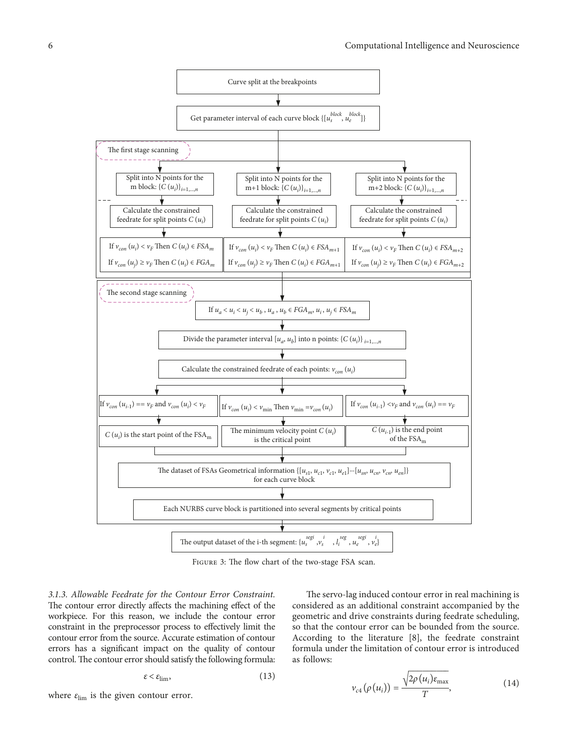Curve split at the breakpoints

Get parameter interval of each curve block $\{[u_s^{block}, u_e^{block}]\}$

The first stage scanning

| Split into N points for the m block: $\{C(u_i)\}_{i=1,\ldots,n}$ | Split into N points for the m+1 block: $\{C(u_i)\}_{i=1,\ldots,n}$ | Split into N points for the m+2 block: $\{C(u_i)\}_{i=1,\ldots,n}$ |
| --- | --- | --- |
| Calculate the constrained feedrate for split points $C(u_i)$ | Calculate the constrained feedrate for split points $C(u_i)$ | Calculate the constrained feedrate for split points $C(u_i)$ |
| If $v_{con}(u_i) < v_F$ Then $C(u_i) \in FSA_m$; If $v_{con}(u_j) \geq v_F$ Then $C(u_i) \in FGA_m$ | If $v_{con}(u_i) < v_F$ Then $C(u_i) \in FSA_{m+1}$; If $v_{con}(u_j) \geq v_F$ Then $C(u_i) \in FGA_{m+1}$ | If $v_{con}(u_i) < v_F$ Then $C(u_i) \in FSA_{m+2}$; If $v_{con}(u_j) \geq v_F$ Then $C(u_i) \in FGA_{m+2}$ |

The second stage scanning

If $u_a < u_i < u_j < u_b$, $u_a, u_b \in FGA_m$, $u_i, u_j \in FSA_m$

Divide the parameter interval $[u_a, u_b]$ into n points: $\{C(u_i)\}_{i=1,\ldots,n}$

Calculate the constrained feedrate of each points: $v_{con}(u_i)$

| If $v_{con}(u_{i-1}) == v_F$ and $v_{con}(u_i) < v_F$ | If $v_{con}(u_i) < v_{\min}$ Then $v_{\min} = v_{con}(u_i)$ | If $v_{con}(u_{i-1}) < v_F$ and $v_{con}(u_i) == v_F$ |
| --- | --- | --- |
| $C(u_i)$ is the start point of the $FSA_m$ | The minimum velocity point $C(u_i)$ is the critical point | $C(u_{i-1})$ is the end point of the $FSA_m$ |

The dataset of FSAs Geometrical information $\{[u_{s1}, u_{c1}, v_{c1}, u_{e1}]\cdots[u_{sn}, u_{cn}, v_{cn}, u_{en}]\}$ for each curve block

Each NURBS curve block is partitioned into several segments by critical points

The output dataset of the i-th segment: $\{u_s^{segi}, v_s^i, l_i^{seg}, u_e^{segi}, v_e^i\}$

Figure 3: The flow chart of the two-stage FSA scan.

*3.1.3. Allowable Feedrate for the Contour Error Constraint.* The contour error directly affects the machining effect of the workpiece. For this reason, we include the contour error constraint in the preprocessor process to effectively limit the contour error from the source. Accurate estimation of contour errors has a significant impact on the quality of contour control. The contour error should satisfy the following formula:

$$\varepsilon < \varepsilon_{\lim}, \tag{13}$$

where $\varepsilon_{\lim}$ is the given contour error.

The servo-lag induced contour error in real machining is considered as an additional constraint accompanied by the geometric and drive constraints during feedrate scheduling, so that the contour error can be bounded from the source. According to the literature [8], the feedrate constraint formula under the limitation of contour error is introduced as follows:

$$v_{c4}(\rho(u_i)) = \frac{\sqrt{2\rho(u_i)\varepsilon_{\max}}}{T}, \tag{14}$$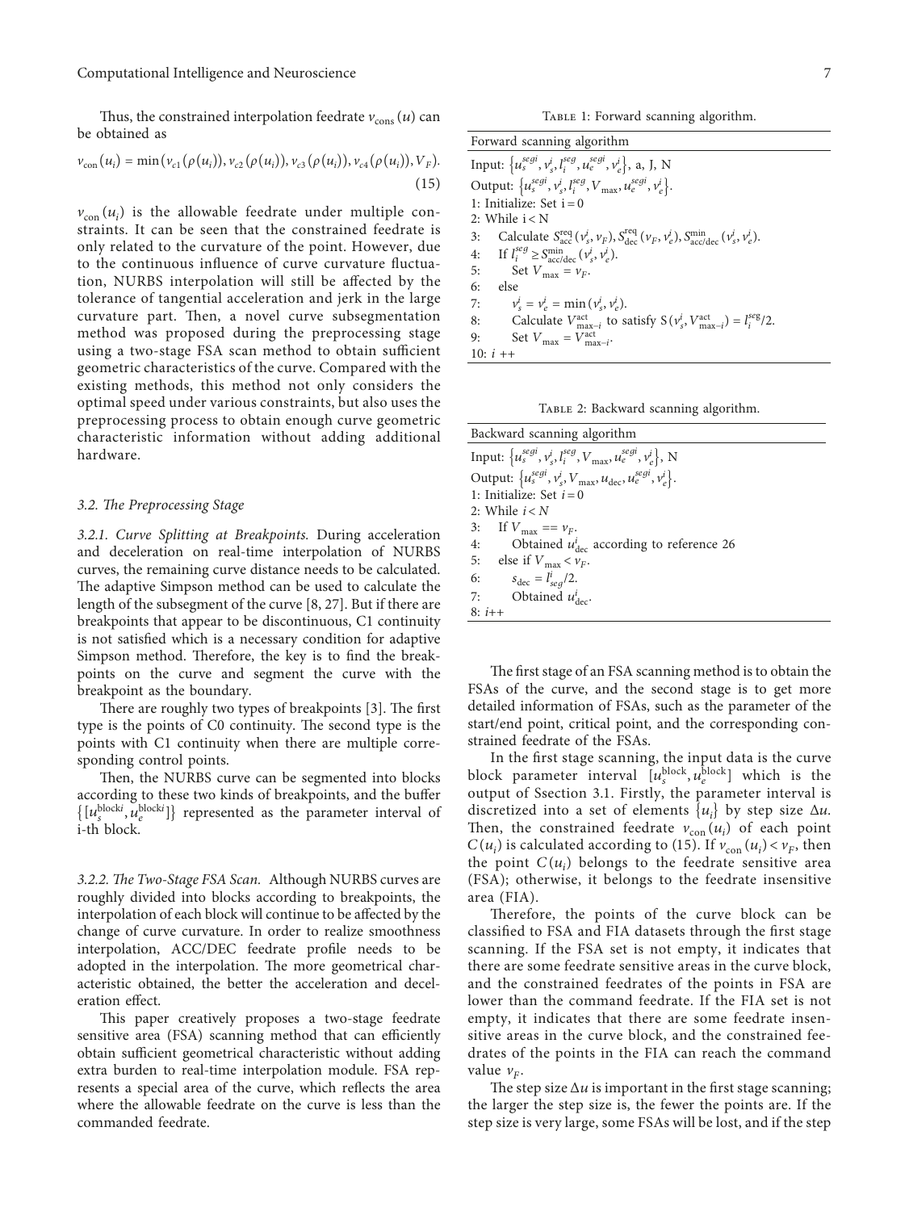Thus, the constrained interpolation feedrate $v_{\text{cons}}(u)$ can be obtained as

$$v_{\text{con}}(u_i) = \min\left(v_{c1}(\rho(u_i)), v_{c2}(\rho(u_i)), v_{c3}(\rho(u_i)), v_{c4}(\rho(u_i)), V_F\right). \tag{15}$$

$v_{\text{con}}(u_i)$ is the allowable feedrate under multiple constraints. It can be seen that the constrained feedrate is only related to the curvature of the point. However, due to the continuous influence of curve curvature fluctuation, NURBS interpolation will still be affected by the tolerance of tangential acceleration and jerk in the large curvature part. Then, a novel curve subsegmentation method was proposed during the preprocessing stage using a two-stage FSA scan method to obtain sufficient geometric characteristics of the curve. Compared with the existing methods, this method not only considers the optimal speed under various constraints, but also uses the preprocessing process to obtain enough curve geometric characteristic information without adding additional hardware.

### 3.2. The Preprocessing Stage

#### 3.2.1. Curve Splitting at Breakpoints.

During acceleration and deceleration on real-time interpolation of NURBS curves, the remaining curve distance needs to be calculated. The adaptive Simpson method can be used to calculate the length of the subsegment of the curve [8, 27]. But if there are breakpoints that appear to be discontinuous, C1 continuity is not satisfied which is a necessary condition for adaptive Simpson method. Therefore, the key is to find the breakpoints on the curve and segment the curve with the breakpoint as the boundary.

There are roughly two types of breakpoints [3]. The first type is the points of C0 continuity. The second type is the points with C1 continuity when there are multiple corresponding control points.

Then, the NURBS curve can be segmented into blocks according to these two kinds of breakpoints, and the buffer $\{[u_s^{\text{block}i}, u_e^{\text{block}i}]\}$ represented as the parameter interval of i-th block.

#### 3.2.2. The Two-Stage FSA Scan.

Although NURBS curves are roughly divided into blocks according to breakpoints, the interpolation of each block will continue to be affected by the change of curve curvature. In order to realize smoothness interpolation, ACC/DEC feedrate profile needs to be adopted in the interpolation. The more geometrical characteristic obtained, the better the acceleration and deceleration effect.

This paper creatively proposes a two-stage feedrate sensitive area (FSA) scanning method that can efficiently obtain sufficient geometrical characteristic without adding extra burden to real-time interpolation module. FSA represents a special area of the curve, which reflects the area where the allowable feedrate on the curve is less than the commanded feedrate.

Table 1: Forward scanning algorithm.

| Forward scanning algorithm |
|---|
| Input: $\{u_s^{segi}, v_s^i, l_i^{seg}, u_e^{segi}, v_e^i\}$, a, J, N |
| Output: $\{u_s^{segi}, v_s^i, l_i^{seg}, V_{\max}, u_e^{segi}, v_e^i\}$. |
| 1: Initialize: Set i = 0 |
| 2: While i < N |
| 3: Calculate $S_{\text{acc}}^{\text{req}}(v_s^i, v_F), S_{\text{dec}}^{\text{req}}(v_F, v_e^i), S_{\text{acc/dec}}^{\min}(v_s^i, v_e^i)$. |
| 4: If $l_i^{seg} \geq S_{\text{acc/dec}}^{\min}(v_s^i, v_e^i)$. |
| 5: Set $V_{\max} = v_F$. |
| 6: else |
| 7: $v_s^i = v_e^i = \min(v_s^i, v_e^i)$. |
| 8: Calculate $V_{\max-i}^{\text{act}}$ to satisfy $S(v_s^i, V_{\max-i}^{\text{act}}) = l_i^{seg}/2$. |
| 9: Set $V_{\max} = V_{\max-i}^{\text{act}}$. |
| 10: i ++ |

Table 2: Backward scanning algorithm.

| Backward scanning algorithm |
|---|
| Input: $\{u_s^{segi}, v_s^i, l_i^{seg}, V_{\max}, u_e^{segi}, v_e^i\}$, N |
| Output: $\{u_s^{segi}, v_s^i, V_{\max}, u_{\text{dec}}, u_e^{segi}, v_e^i\}$. |
| 1: Initialize: Set i = 0 |
| 2: While i < N |
| 3: If $V_{\max} == v_F$. |
| 4: Obtained $u_{\text{dec}}^i$ according to reference 26 |
| 5: else if $V_{\max} < v_F$. |
| 6: $s_{\text{dec}} = l_{seg}^i/2$. |
| 7: Obtained $u_{\text{dec}}^i$. |
| 8: i++ |

The first stage of an FSA scanning method is to obtain the FSAs of the curve, and the second stage is to get more detailed information of FSAs, such as the parameter of the start/end point, critical point, and the corresponding constrained feedrate of the FSAs.

In the first stage scanning, the input data is the curve block parameter interval $[u_s^{\text{block}}, u_e^{\text{block}}]$ which is the output of Ssection 3.1. Firstly, the parameter interval is discretized into a set of elements $\{u_i\}$ by step size $\Delta u$. Then, the constrained feedrate $v_{\text{con}}(u_i)$ of each point $C(u_i)$ is calculated according to (15). If $v_{\text{con}}(u_i) < v_F$, then the point $C(u_i)$ belongs to the feedrate sensitive area (FSA); otherwise, it belongs to the feedrate insensitive area (FIA).

Therefore, the points of the curve block can be classified to FSA and FIA datasets through the first stage scanning. If the FSA set is not empty, it indicates that there are some feedrate sensitive areas in the curve block, and the constrained feedrates of the points in FSA are lower than the command feedrate. If the FIA set is not empty, it indicates that there are some feedrate insensitive areas in the curve block, and the constrained feedrates of the points in the FIA can reach the command value $v_F$.

The step size $\Delta u$ is important in the first stage scanning; the larger the step size is, the fewer the points are. If the step size is very large, some FSAs will be lost, and if the step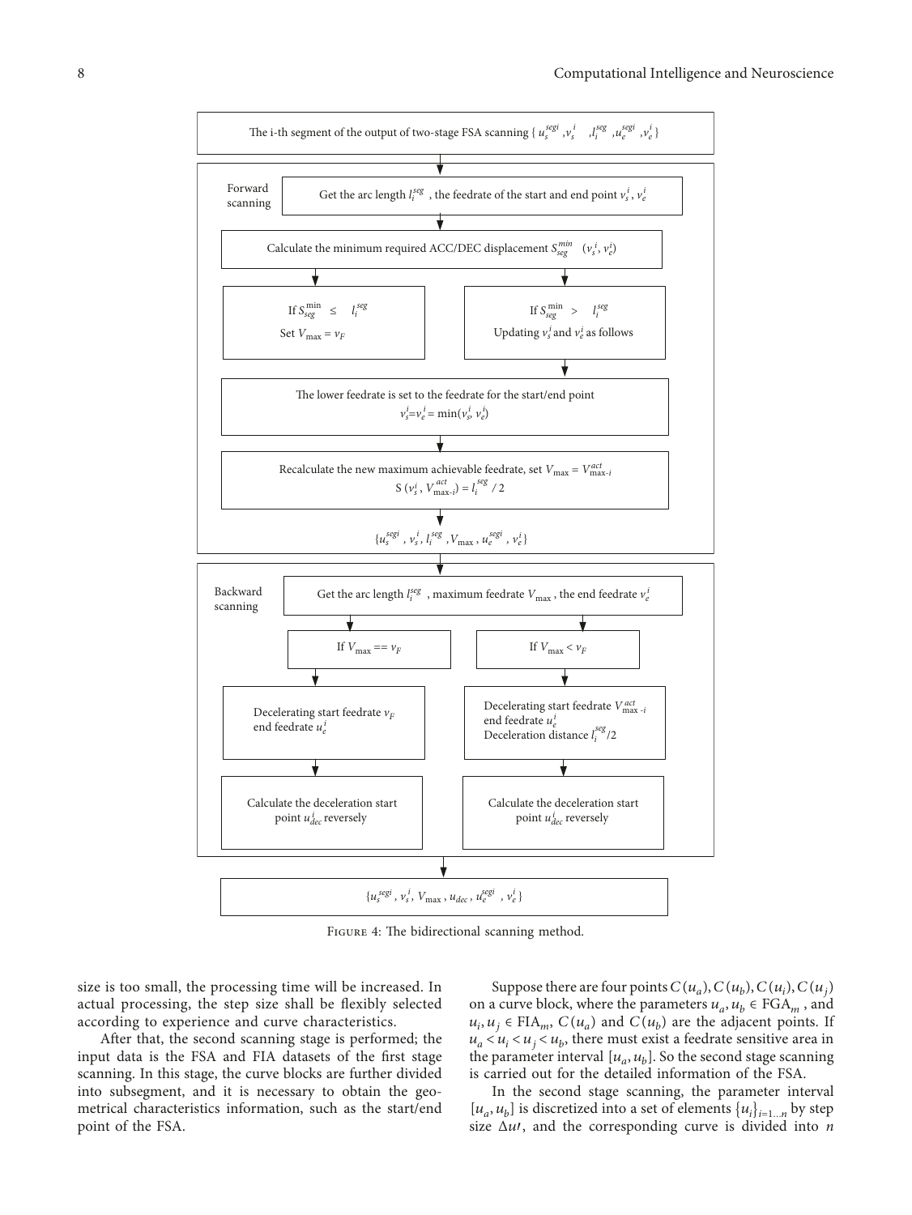Figure 4: The bidirectional scanning method.

size is too small, the processing time will be increased. In actual processing, the step size shall be flexibly selected according to experience and curve characteristics.

After that, the second scanning stage is performed; the input data is the FSA and FIA datasets of the first stage scanning. In this stage, the curve blocks are further divided into subsegment, and it is necessary to obtain the geometrical characteristics information, such as the start/end point of the FSA.

Suppose there are four points $C(u_a), C(u_b), C(u_i), C(u_j)$ on a curve block, where the parameters $u_a, u_b \in \mathrm{FGA}_m$, and $u_i, u_j \in \mathrm{FIA}_m$, $C(u_a)$ and $C(u_b)$ are the adjacent points. If $u_a < u_i < u_j < u_b$, there must exist a feedrate sensitive area in the parameter interval $[u_a, u_b]$. So the second stage scanning is carried out for the detailed information of the FSA.

In the second stage scanning, the parameter interval $[u_a, u_b]$ is discretized into a set of elements $\{u_i\}_{i=1\ldots n}$ by step size $\Delta u'$, and the corresponding curve is divided into $n$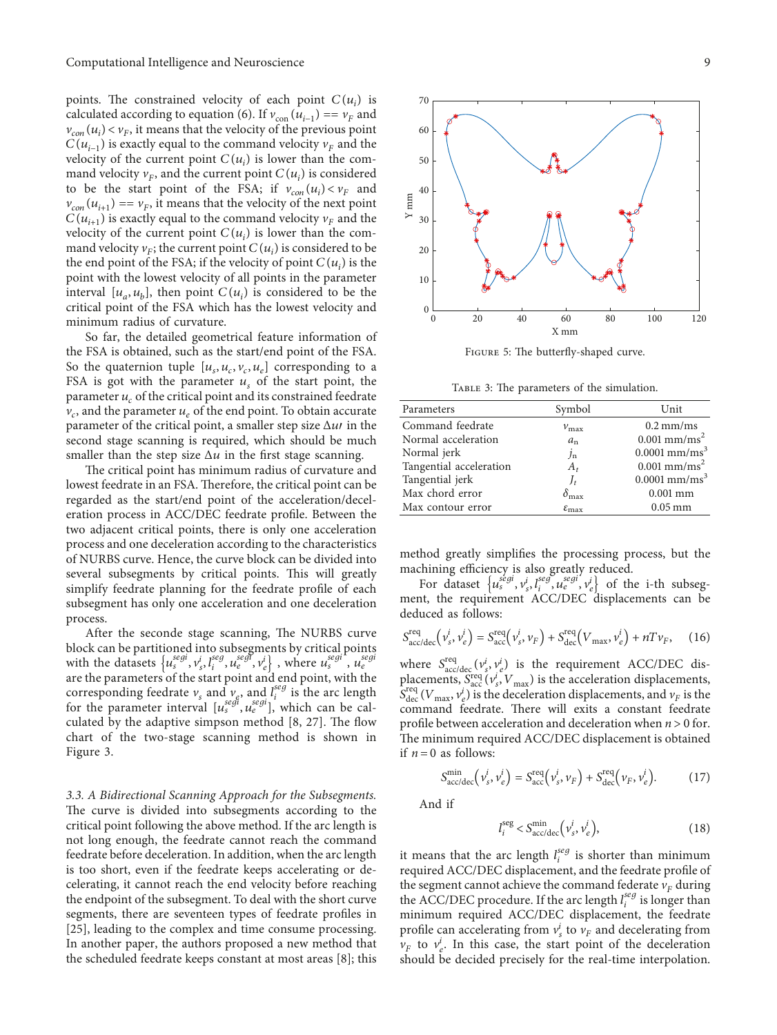points. The constrained velocity of each point $C(u_i)$ is calculated according to equation (6). If $v_{con}(u_{i-1}) == v_F$ and $v_{con}(u_i) < v_F$, it means that the velocity of the previous point $C(u_{i-1})$ is exactly equal to the command velocity $v_F$ and the velocity of the current point $C(u_i)$ is lower than the command velocity $v_F$, and the current point $C(u_i)$ is considered to be the start point of the FSA; if $v_{con}(u_i) < v_F$ and $v_{con}(u_{i+1}) == v_F$, it means that the velocity of the next point $C(u_{i+1})$ is exactly equal to the command velocity $v_F$ and the velocity of the current point $C(u_i)$ is lower than the command velocity $v_F$; the current point $C(u_i)$ is considered to be the end point of the FSA; if the velocity of point $C(u_i)$ is the point with the lowest velocity of all points in the parameter interval $[u_a, u_b]$, then point $C(u_i)$ is considered to be the critical point of the FSA which has the lowest velocity and minimum radius of curvature.

So far, the detailed geometrical feature information of the FSA is obtained, such as the start/end point of the FSA. So the quaternion tuple $[u_s, u_c, v_c, u_e]$ corresponding to a FSA is got with the parameter $u_s$ of the start point, the parameter $u_c$ of the critical point and its constrained feedrate $v_c$, and the parameter $u_e$ of the end point. To obtain accurate parameter of the critical point, a smaller step size $\Delta u\prime$ in the second stage scanning is required, which should be much smaller than the step size $\Delta u$ in the first stage scanning.

The critical point has minimum radius of curvature and lowest feedrate in an FSA. Therefore, the critical point can be regarded as the start/end point of the acceleration/deceleration process in ACC/DEC feedrate profile. Between the two adjacent critical points, there is only one acceleration process and one deceleration according to the characteristics of NURBS curve. Hence, the curve block can be divided into several subsegments by critical points. This will greatly simplify feedrate planning for the feedrate profile of each subsegment has only one acceleration and one deceleration process.

After the seconde stage scanning, The NURBS curve block can be partitioned into subsegments by critical points with the datasets $\{u_s^{segi}, v_s^i, l_i^{seg}, u_e^{segi}, v_e^i\}$, where $u_s^{segi}$, $u_e^{segi}$ are the parameters of the start point and end point, with the corresponding feedrate $v_s$ and $v_e$, and $l_i^{seg}$ is the arc length for the parameter interval $[u_s^{segi}, u_e^{segi}]$, which can be calculated by the adaptive simpson method [8, 27]. The flow chart of the two-stage scanning method is shown in Figure 3.

*3.3. A Bidirectional Scanning Approach for the Subsegments.* The curve is divided into subsegments according to the critical point following the above method. If the arc length is not long enough, the feedrate cannot reach the command feedrate before deceleration. In addition, when the arc length is too short, even if the feedrate keeps accelerating or decelerating, it cannot reach the end velocity before reaching the endpoint of the subsegment. To deal with the short curve segments, there are seventeen types of feedrate profiles in [25], leading to the complex and time consume processing. In another paper, the authors proposed a new method that the scheduled feedrate keeps constant at most areas [8]; this

Figure 5: The butterfly-shaped curve.

Table 3: The parameters of the simulation.

| Parameters | Symbol | Unit |
|---|---|---|
| Command feedrate | $v_{\max}$ | 0.2 mm/ms |
| Normal acceleration | $a_{\mathrm{n}}$ | 0.001 mm/ms$^2$ |
| Normal jerk | $j_{\mathrm{n}}$ | 0.0001 mm/ms$^3$ |
| Tangential acceleration | $A_t$ | 0.001 mm/ms$^2$ |
| Tangential jerk | $J_t$ | 0.0001 mm/ms$^3$ |
| Max chord error | $\delta_{\max}$ | 0.001 mm |
| Max contour error | $\varepsilon_{\max}$ | 0.05 mm |

method greatly simplifies the processing process, but the machining efficiency is also greatly reduced.

For dataset $\{u_s^{segi}, v_s^i, l_i^{seg}, u_e^{segi}, v_e^i\}$ of the i-th subsegment, the requirement ACC/DEC displacements can be deduced as follows:

$$S_{\mathrm{acc/dec}}^{\mathrm{req}}\left(v_s^i, v_e^i\right) = S_{\mathrm{acc}}^{\mathrm{req}}\left(v_s^i, v_F\right) + S_{\mathrm{dec}}^{\mathrm{req}}\left(V_{\max}, v_e^i\right) + nTv_F, \quad (16)$$

where $S_{\mathrm{acc/dec}}^{\mathrm{req}}(v_s^i, v_e^i)$ is the requirement ACC/DEC displacements, $S_{\mathrm{acc}}^{\mathrm{req}}(v_s^i, V_{\max})$ is the acceleration displacements, $S_{\mathrm{dec}}^{\mathrm{req}}(V_{\max}, v_e^i)$ is the deceleration displacements, and $v_F$ is the command feedrate. There will exits a constant feedrate profile between acceleration and deceleration when $n > 0$ for. The minimum required ACC/DEC displacement is obtained if $n = 0$ as follows:

$$S_{\mathrm{acc/dec}}^{\min}\left(v_s^i, v_e^i\right) = S_{\mathrm{acc}}^{\mathrm{req}}\left(v_s^i, v_F\right) + S_{\mathrm{dec}}^{\mathrm{req}}\left(v_F, v_e^i\right). \quad (17)$$

And if

$$l_i^{\mathrm{seg}} < S_{\mathrm{acc/dec}}^{\min}\left(v_s^i, v_e^i\right), \quad (18)$$

it means that the arc length $l_i^{seg}$ is shorter than minimum required ACC/DEC displacement, and the feedrate profile of the segment cannot achieve the command federate $v_F$ during the ACC/DEC procedure. If the arc length $l_i^{seg}$ is longer than minimum required ACC/DEC displacement, the feedrate profile can accelerating from $v_s^i$ to $v_F$ and decelerating from $v_F$ to $v_e^i$. In this case, the start point of the deceleration should be decided precisely for the real-time interpolation.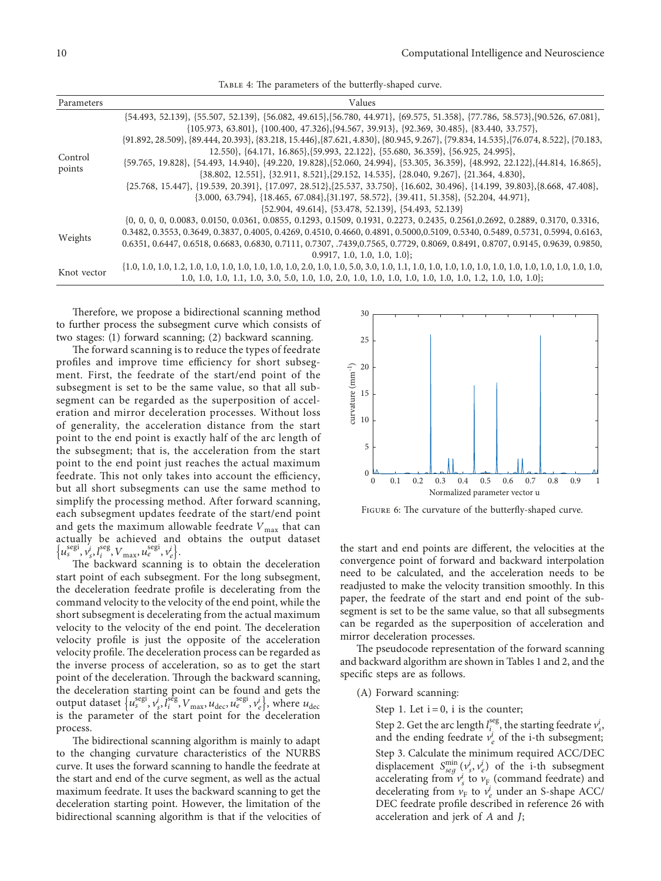Table 4: The parameters of the butterfly-shaped curve.

| Parameters | Values |
| --- | --- |
| Control points | {54.493, 52.139}, {55.507, 52.139}, {56.082, 49.615},{56.780, 44.971}, {69.575, 51.358}, {77.786, 58.573},{90.526, 67.081}, {105.973, 63.801}, {100.400, 47.326},{94.567, 39.913}, {92.369, 30.485}, {83.440, 33.757}, {91.892, 28.509}, {89.444, 20.393}, {83.218, 15.446},{87.621, 4.830}, {80.945, 9.267}, {79.834, 14.535},{76.074, 8.522}, {70.183, 12.550}, {64.171, 16.865},{59.993, 22.122}, {55.680, 36.359}, {56.925, 24.995}, {59.765, 19.828}, {54.493, 14.940}, {49.220, 19.828},{52.060, 24.994}, {53.305, 36.359}, {48.992, 22.122},{44.814, 16.865}, {38.802, 12.551}, {32.911, 8.521},{29.152, 14.535}, {28.040, 9.267}, {21.364, 4.830}, {25.768, 15.447}, {19.539, 20.391}, {17.097, 28.512},{25.537, 33.750}, {16.602, 30.496}, {14.199, 39.803},{8.668, 47.408}, {3.000, 63.794}, {18.465, 67.084},{31.197, 58.572}, {39.411, 51.358}, {52.204, 44.971}, {52.904, 49.614}, {53.478, 52.139}, {54.493, 52.139} |
| Weights | {0, 0, 0, 0, 0.0083, 0.0150, 0.0361, 0.0855, 0.1293, 0.1509, 0.1931, 0.2273, 0.2435, 0.2561,0.2692, 0.2889, 0.3170, 0.3316, 0.3482, 0.3553, 0.3649, 0.3837, 0.4005, 0.4269, 0.4510, 0.4660, 0.4891, 0.5000,0.5109, 0.5340, 0.5489, 0.5731, 0.5994, 0.6163, 0.6351, 0.6447, 0.6518, 0.6683, 0.6830, 0.7111, 0.7307, .7439,0.7565, 0.7729, 0.8069, 0.8491, 0.8707, 0.9145, 0.9639, 0.9850, 0.9917, 1.0, 1.0, 1.0, 1.0}; |
| Knot vector | {1.0, 1.0, 1.0, 1.2, 1.0, 1.0, 1.0, 1.0, 1.0, 1.0, 1.0, 2.0, 1.0, 1.0, 5.0, 3.0, 1.0, 1.1, 1.0, 1.0, 1.0, 1.0, 1.0, 1.0, 1.0, 1.0, 1.0, 1.0, 1.0, 1.0, 1.0, 1.0, 1.0, 1.1, 1.0, 3.0, 5.0, 1.0, 1.0, 2.0, 1.0, 1.0, 1.0, 1.0, 1.0, 1.0, 1.0, 1.2, 1.0, 1.0, 1.0}; |

Therefore, we propose a bidirectional scanning method to further process the subsegment curve which consists of two stages: (1) forward scanning; (2) backward scanning.

The forward scanning is to reduce the types of feedrate profiles and improve time efficiency for short subsegment. First, the feedrate of the start/end point of the subsegment is set to be the same value, so that all subsegment can be regarded as the superposition of acceleration and mirror deceleration processes. Without loss of generality, the acceleration distance from the start point to the end point is exactly half of the arc length of the subsegment; that is, the acceleration from the start point to the end point just reaches the actual maximum feedrate. This not only takes into account the efficiency, but all short subsegments can use the same method to simplify the processing method. After forward scanning, each subsegment updates feedrate of the start/end point and gets the maximum allowable feedrate $V_{\max}$ that can actually be achieved and obtains the output dataset $\{u_s^{\text{segi}}, v_s^i, l_i^{\text{seg}}, V_{\max}, u_e^{\text{segi}}, v_e^i\}$.

The backward scanning is to obtain the deceleration start point of each subsegment. For the long subsegment, the deceleration feedrate profile is decelerating from the command velocity to the velocity of the end point, while the short subsegment is decelerating from the actual maximum velocity to the velocity of the end point. The deceleration velocity profile is just the opposite of the acceleration velocity profile. The deceleration process can be regarded as the inverse process of acceleration, so as to get the start point of the deceleration. Through the backward scanning, the deceleration starting point can be found and gets the output dataset $\{u_s^{\text{segi}}, v_s^i, l_i^{\text{seg}}, V_{\max}, u_{\text{dec}}, u_e^{\text{segi}}, v_e^i\}$, where $u_{\text{dec}}$ is the parameter of the start point for the deceleration process.

The bidirectional scanning algorithm is mainly to adapt to the changing curvature characteristics of the NURBS curve. It uses the forward scanning to handle the feedrate at the start and end of the curve segment, as well as the actual maximum feedrate. It uses the backward scanning to get the deceleration starting point. However, the limitation of the bidirectional scanning algorithm is that if the velocities of the start and end points are different, the velocities at the convergence point of forward and backward interpolation need to be calculated, and the acceleration needs to be readjusted to make the velocity transition smoothly. In this paper, the feedrate of the start and end point of the subsegment is set to be the same value, so that all subsegments can be regarded as the superposition of acceleration and mirror deceleration processes.

Figure 6: The curvature of the butterfly-shaped curve.

The pseudocode representation of the forward scanning and backward algorithm are shown in Tables 1 and 2, and the specific steps are as follows.

(A) Forward scanning:

Step 1. Let i = 0, i is the counter;

Step 2. Get the arc length $l_i^{\text{seg}}$, the starting feedrate $v_s^i$, and the ending feedrate $v_e^i$ of the i-th subsegment;

Step 3. Calculate the minimum required ACC/DEC displacement $S_{seg}^{\min}(v_s^i, v_e^i)$ of the i-th subsegment accelerating from $v_s^i$ to $v_F$ (command feedrate) and decelerating from $v_F$ to $v_e^i$ under an S-shape ACC/DEC feedrate profile described in reference 26 with acceleration and jerk of $A$ and $J$;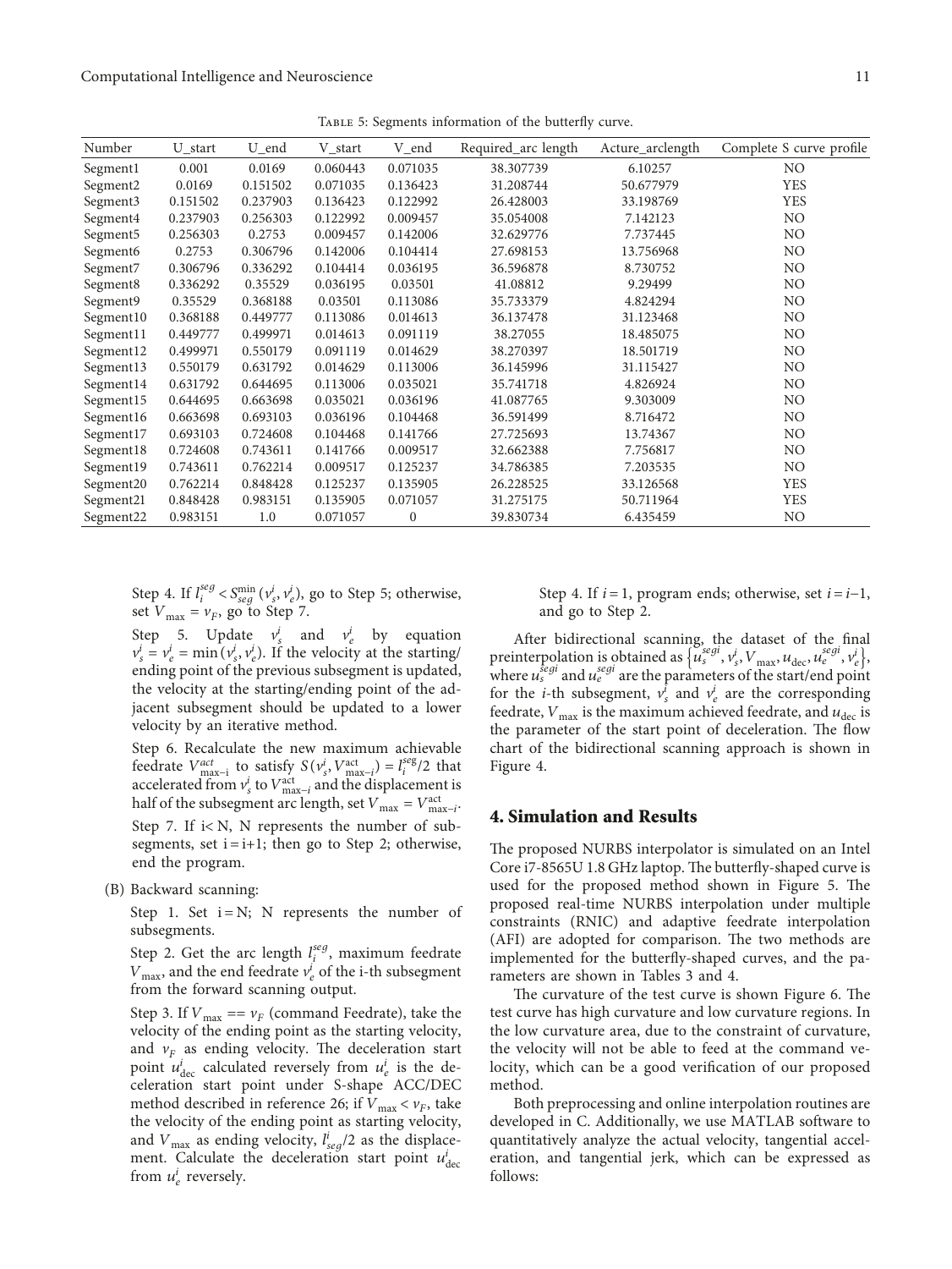Table 5: Segments information of the butterfly curve.

| Number | U_start | U_end | V_start | V_end | Required_arc length | Acture_arclength | Complete S curve profile |
|---|---|---|---|---|---|---|---|
| Segment1 | 0.001 | 0.0169 | 0.060443 | 0.071035 | 38.307739 | 6.10257 | NO |
| Segment2 | 0.0169 | 0.151502 | 0.071035 | 0.136423 | 31.208744 | 50.677979 | YES |
| Segment3 | 0.151502 | 0.237903 | 0.136423 | 0.122992 | 26.428003 | 33.198769 | YES |
| Segment4 | 0.237903 | 0.256303 | 0.122992 | 0.009457 | 35.054008 | 7.142123 | NO |
| Segment5 | 0.256303 | 0.2753 | 0.009457 | 0.142006 | 32.629776 | 7.737445 | NO |
| Segment6 | 0.2753 | 0.306796 | 0.142006 | 0.104414 | 27.698153 | 13.756968 | NO |
| Segment7 | 0.306796 | 0.336292 | 0.104414 | 0.036195 | 36.596878 | 8.730752 | NO |
| Segment8 | 0.336292 | 0.35529 | 0.036195 | 0.03501 | 41.08812 | 9.29499 | NO |
| Segment9 | 0.35529 | 0.368188 | 0.03501 | 0.113086 | 35.733379 | 4.824294 | NO |
| Segment10 | 0.368188 | 0.449777 | 0.113086 | 0.014613 | 36.137478 | 31.123468 | NO |
| Segment11 | 0.449777 | 0.499971 | 0.014613 | 0.091119 | 38.27055 | 18.485075 | NO |
| Segment12 | 0.499971 | 0.550179 | 0.091119 | 0.014629 | 38.270397 | 18.501719 | NO |
| Segment13 | 0.550179 | 0.631792 | 0.014629 | 0.113006 | 36.145996 | 31.115427 | NO |
| Segment14 | 0.631792 | 0.644695 | 0.113006 | 0.035021 | 35.741718 | 4.826924 | NO |
| Segment15 | 0.644695 | 0.663698 | 0.035021 | 0.036196 | 41.087765 | 9.303009 | NO |
| Segment16 | 0.663698 | 0.693103 | 0.036196 | 0.104468 | 36.591499 | 8.716472 | NO |
| Segment17 | 0.693103 | 0.724608 | 0.104468 | 0.141766 | 27.725693 | 13.74367 | NO |
| Segment18 | 0.724608 | 0.743611 | 0.141766 | 0.009517 | 32.662388 | 7.756817 | NO |
| Segment19 | 0.743611 | 0.762214 | 0.009517 | 0.125237 | 34.786385 | 7.203535 | NO |
| Segment20 | 0.762214 | 0.848428 | 0.125237 | 0.135905 | 26.228525 | 33.126568 | YES |
| Segment21 | 0.848428 | 0.983151 | 0.135905 | 0.071057 | 31.275175 | 50.711964 | YES |
| Segment22 | 0.983151 | 1.0 | 0.071057 | 0 | 39.830734 | 6.435459 | NO |

Step 4. If $l_i^{seg} < S_{seg}^{\min}(v_s^i, v_e^i)$, go to Step 5; otherwise, set $V_{\max} = v_F$, go to Step 7.

Step 5. Update $v_s^i$ and $v_e^i$ by equation $v_s^i = v_e^i = \min(v_s^i, v_e^i)$. If the velocity at the starting/ending point of the previous subsegment is updated, the velocity at the starting/ending point of the adjacent subsegment should be updated to a lower velocity by an iterative method.

Step 6. Recalculate the new maximum achievable feedrate $V_{\max-i}^{act}$ to satisfy $S(v_s^i, V_{\max-i}^{\text{act}}) = l_i^{seg}/2$ that accelerated from $v_s^i$ to $V_{\max-i}^{\text{act}}$ and the displacement is half of the subsegment arc length, set $V_{\max} = V_{\max-i}^{\text{act}}$.

Step 7. If i< N, N represents the number of subsegments, set i = i+1; then go to Step 2; otherwise, end the program.

(B) Backward scanning:

Step 1. Set i = N; N represents the number of subsegments.

Step 2. Get the arc length $l_i^{seg}$, maximum feedrate $V_{\max}$, and the end feedrate $v_e^i$ of the i-th subsegment from the forward scanning output.

Step 3. If $V_{\max} == v_F$ (command Feedrate), take the velocity of the ending point as the starting velocity, and $v_F$ as ending velocity. The deceleration start point $u_{\text{dec}}^i$ calculated reversely from $u_e^i$ is the deceleration start point under S-shape ACC/DEC method described in reference 26; if $V_{\max} < v_F$, take the velocity of the ending point as starting velocity, and $V_{\max}$ as ending velocity, $l_{seg}^i/2$ as the displacement. Calculate the deceleration start point $u_{\text{dec}}^i$ from $u_e^i$ reversely.

Step 4. If $i = 1$, program ends; otherwise, set $i = i-1$, and go to Step 2.

After bidirectional scanning, the dataset of the final preinterpolation is obtained as $\{u_s^{segi}, v_s^i, V_{\max}, u_{\text{dec}}, u_e^{segi}, v_e^i\}$, where $u_s^{segi}$ and $u_e^{segi}$ are the parameters of the start/end point for the $i$-th subsegment, $v_s^i$ and $v_e^i$ are the corresponding feedrate, $V_{\max}$ is the maximum achieved feedrate, and $u_{\text{dec}}$ is the parameter of the start point of deceleration. The flow chart of the bidirectional scanning approach is shown in Figure 4.

## 4. Simulation and Results

The proposed NURBS interpolator is simulated on an Intel Core i7-8565U 1.8 GHz laptop. The butterfly-shaped curve is used for the proposed method shown in Figure 5. The proposed real-time NURBS interpolation under multiple constraints (RNIC) and adaptive feedrate interpolation (AFI) are adopted for comparison. The two methods are implemented for the butterfly-shaped curves, and the parameters are shown in Tables 3 and 4.

The curvature of the test curve is shown Figure 6. The test curve has high curvature and low curvature regions. In the low curvature area, due to the constraint of curvature, the velocity will not be able to feed at the command velocity, which can be a good verification of our proposed method.

Both preprocessing and online interpolation routines are developed in C. Additionally, we use MATLAB software to quantitatively analyze the actual velocity, tangential acceleration, and tangential jerk, which can be expressed as follows: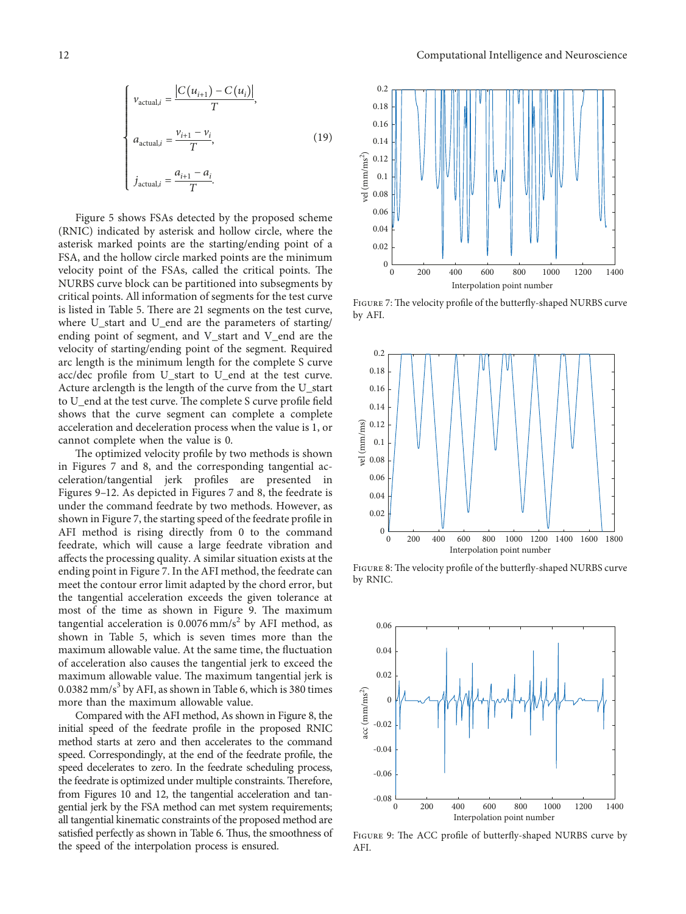$$
\begin{cases}
v_{\text{actual},i} = \dfrac{\left|C(u_{i+1}) - C(u_i)\right|}{T}, \\[2ex]
a_{\text{actual},i} = \dfrac{v_{i+1} - v_i}{T}, \\[2ex]
j_{\text{actual},i} = \dfrac{a_{i+1} - a_i}{T}.
\end{cases} \tag{19}
$$

Figure 5 shows FSAs detected by the proposed scheme (RNIC) indicated by asterisk and hollow circle, where the asterisk marked points are the starting/ending point of a FSA, and the hollow circle marked points are the minimum velocity point of the FSAs, called the critical points. The NURBS curve block can be partitioned into subsegments by critical points. All information of segments for the test curve is listed in Table 5. There are 21 segments on the test curve, where U_start and U_end are the parameters of starting/ending point of segment, and V_start and V_end are the velocity of starting/ending point of the segment. Required arc length is the minimum length for the complete S curve acc/dec profile from U_start to U_end at the test curve. Acture arclength is the length of the curve from the U_start to U_end at the test curve. The complete S curve profile field shows that the curve segment can complete a complete acceleration and deceleration process when the value is 1, or cannot complete when the value is 0.

The optimized velocity profile by two methods is shown in Figures 7 and 8, and the corresponding tangential acceleration/tangential jerk profiles are presented in Figures 9–12. As depicted in Figures 7 and 8, the feedrate is under the command feedrate by two methods. However, as shown in Figure 7, the starting speed of the feedrate profile in AFI method is rising directly from 0 to the command feedrate, which will cause a large feedrate vibration and affects the processing quality. A similar situation exists at the ending point in Figure 7. In the AFI method, the feedrate can meet the contour error limit adapted by the chord error, but the tangential acceleration exceeds the given tolerance at most of the time as shown in Figure 9. The maximum tangential acceleration is 0.0076 mm/s$^2$ by AFI method, as shown in Table 5, which is seven times more than the maximum allowable value. At the same time, the fluctuation of acceleration also causes the tangential jerk to exceed the maximum allowable value. The maximum tangential jerk is 0.0382 mm/s$^3$ by AFI, as shown in Table 6, which is 380 times more than the maximum allowable value.

Compared with the AFI method, As shown in Figure 8, the initial speed of the feedrate profile in the proposed RNIC method starts at zero and then accelerates to the command speed. Correspondingly, at the end of the feedrate profile, the speed decelerates to zero. In the feedrate scheduling process, the feedrate is optimized under multiple constraints. Therefore, from Figures 10 and 12, the tangential acceleration and tangential jerk by the FSA method can met system requirements; all tangential kinematic constraints of the proposed method are satisfied perfectly as shown in Table 6. Thus, the smoothness of the speed of the interpolation process is ensured.

Figure 7: The velocity profile of the butterfly-shaped NURBS curve by AFI.

Figure 8: The velocity profile of the butterfly-shaped NURBS curve by RNIC.

Figure 9: The ACC profile of butterfly-shaped NURBS curve by AFI.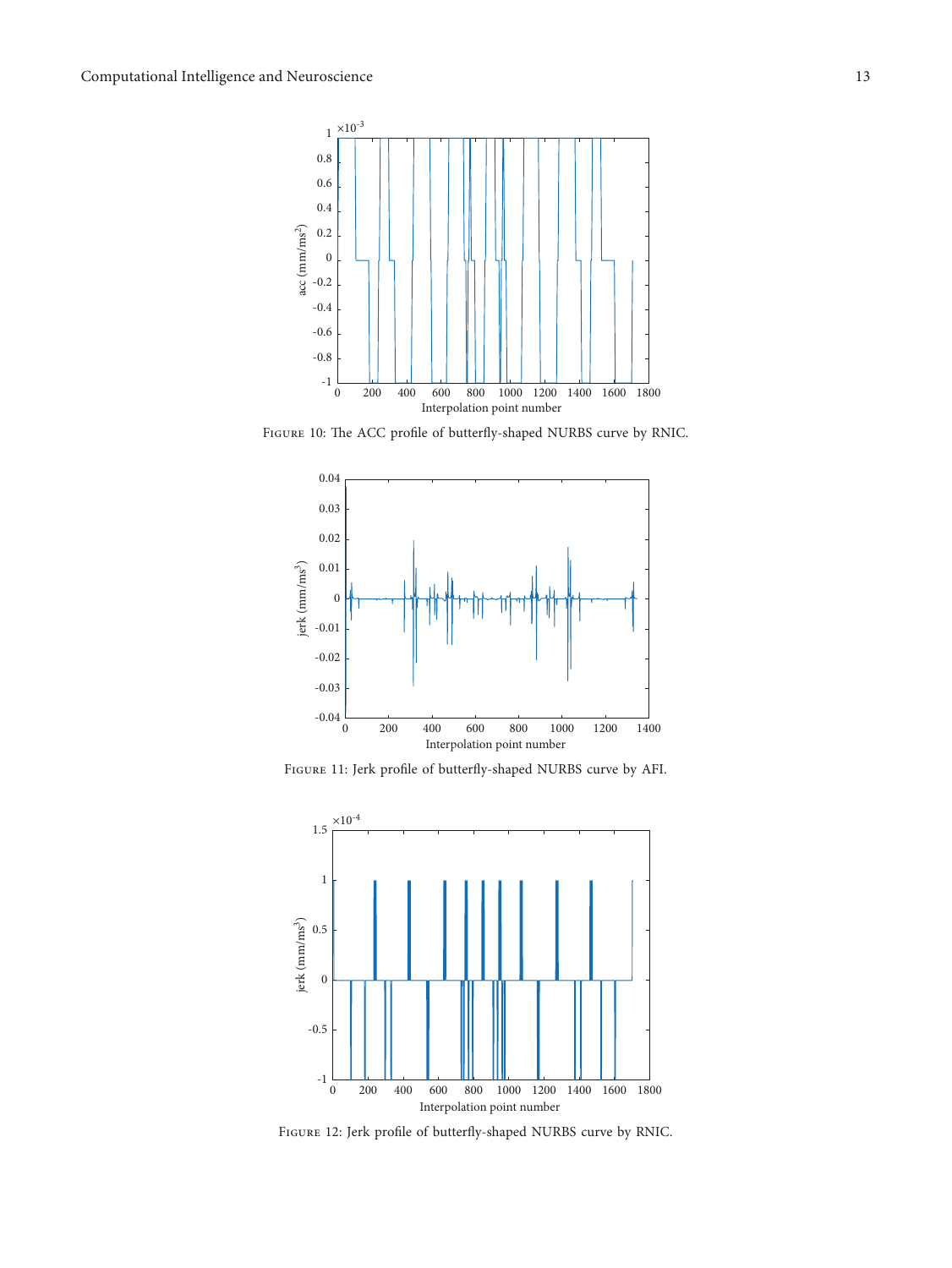Figure 10: The ACC profile of butterfly-shaped NURBS curve by RNIC.

Figure 11: Jerk profile of butterfly-shaped NURBS curve by AFI.

Figure 12: Jerk profile of butterfly-shaped NURBS curve by RNIC.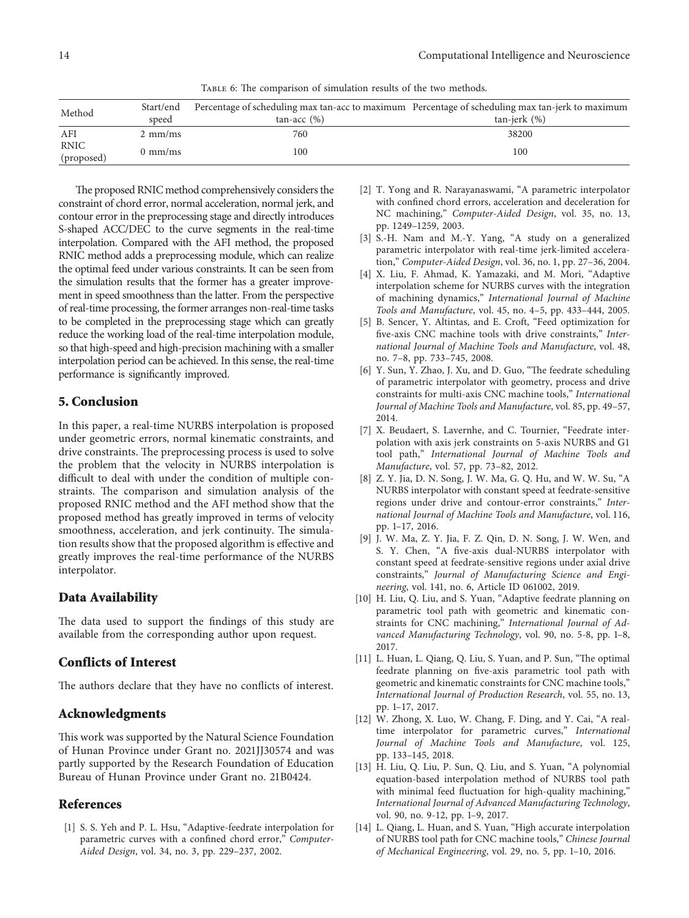Table 6: The comparison of simulation results of the two methods.

| Method | Start/end speed | Percentage of scheduling max tan-acc to maximum tan-acc (%) | Percentage of scheduling max tan-jerk to maximum tan-jerk (%) |
|---|---|---|---|
| AFI | 2 mm/ms | 760 | 38200 |
| RNIC (proposed) | 0 mm/ms | 100 | 100 |

The proposed RNIC method comprehensively considers the constraint of chord error, normal acceleration, normal jerk, and contour error in the preprocessing stage and directly introduces S-shaped ACC/DEC to the curve segments in the real-time interpolation. Compared with the AFI method, the proposed RNIC method adds a preprocessing module, which can realize the optimal feed under various constraints. It can be seen from the simulation results that the former has a greater improvement in speed smoothness than the latter. From the perspective of real-time processing, the former arranges non-real-time tasks to be completed in the preprocessing stage which can greatly reduce the working load of the real-time interpolation module, so that high-speed and high-precision machining with a smaller interpolation period can be achieved. In this sense, the real-time performance is significantly improved.

## 5. Conclusion

In this paper, a real-time NURBS interpolation is proposed under geometric errors, normal kinematic constraints, and drive constraints. The preprocessing process is used to solve the problem that the velocity in NURBS interpolation is difficult to deal with under the condition of multiple constraints. The comparison and simulation analysis of the proposed RNIC method and the AFI method show that the proposed method has greatly improved in terms of velocity smoothness, acceleration, and jerk continuity. The simulation results show that the proposed algorithm is effective and greatly improves the real-time performance of the NURBS interpolator.

## Data Availability

The data used to support the findings of this study are available from the corresponding author upon request.

## Conflicts of Interest

The authors declare that they have no conflicts of interest.

## Acknowledgments

This work was supported by the Natural Science Foundation of Hunan Province under Grant no. 2021JJ30574 and was partly supported by the Research Foundation of Education Bureau of Hunan Province under Grant no. 21B0424.

## References

[1] S. S. Yeh and P. L. Hsu, "Adaptive-feedrate interpolation for parametric curves with a confined chord error," *Computer-Aided Design*, vol. 34, no. 3, pp. 229–237, 2002.

[2] T. Yong and R. Narayanaswami, "A parametric interpolator with confined chord errors, acceleration and deceleration for NC machining," *Computer-Aided Design*, vol. 35, no. 13, pp. 1249–1259, 2003.

[3] S.-H. Nam and M.-Y. Yang, "A study on a generalized parametric interpolator with real-time jerk-limited acceleration," *Computer-Aided Design*, vol. 36, no. 1, pp. 27–36, 2004.

[4] X. Liu, F. Ahmad, K. Yamazaki, and M. Mori, "Adaptive interpolation scheme for NURBS curves with the integration of machining dynamics," *International Journal of Machine Tools and Manufacture*, vol. 45, no. 4–5, pp. 433–444, 2005.

[5] B. Sencer, Y. Altintas, and E. Croft, "Feed optimization for five-axis CNC machine tools with drive constraints," *International Journal of Machine Tools and Manufacture*, vol. 48, no. 7–8, pp. 733–745, 2008.

[6] Y. Sun, Y. Zhao, J. Xu, and D. Guo, "The feedrate scheduling of parametric interpolator with geometry, process and drive constraints for multi-axis CNC machine tools," *International Journal of Machine Tools and Manufacture*, vol. 85, pp. 49–57, 2014.

[7] X. Beudaert, S. Lavernhe, and C. Tournier, "Feedrate interpolation with axis jerk constraints on 5-axis NURBS and G1 tool path," *International Journal of Machine Tools and Manufacture*, vol. 57, pp. 73–82, 2012.

[8] Z. Y. Jia, D. N. Song, J. W. Ma, G. Q. Hu, and W. W. Su, "A NURBS interpolator with constant speed at feedrate-sensitive regions under drive and contour-error constraints," *International Journal of Machine Tools and Manufacture*, vol. 116, pp. 1–17, 2016.

[9] J. W. Ma, Z. Y. Jia, F. Z. Qin, D. N. Song, J. W. Wen, and S. Y. Chen, "A five-axis dual-NURBS interpolator with constant speed at feedrate-sensitive regions under axial drive constraints," *Journal of Manufacturing Science and Engineering*, vol. 141, no. 6, Article ID 061002, 2019.

[10] H. Liu, Q. Liu, and S. Yuan, "Adaptive feedrate planning on parametric tool path with geometric and kinematic constraints for CNC machining," *International Journal of Advanced Manufacturing Technology*, vol. 90, no. 5-8, pp. 1–8, 2017.

[11] L. Huan, L. Qiang, Q. Liu, S. Yuan, and P. Sun, "The optimal feedrate planning on five-axis parametric tool path with geometric and kinematic constraints for CNC machine tools," *International Journal of Production Research*, vol. 55, no. 13, pp. 1–17, 2017.

[12] W. Zhong, X. Luo, W. Chang, F. Ding, and Y. Cai, "A real-time interpolator for parametric curves," *International Journal of Machine Tools and Manufacture*, vol. 125, pp. 133–145, 2018.

[13] H. Liu, Q. Liu, P. Sun, Q. Liu, and S. Yuan, "A polynomial equation-based interpolation method of NURBS tool path with minimal feed fluctuation for high-quality machining," *International Journal of Advanced Manufacturing Technology*, vol. 90, no. 9-12, pp. 1–9, 2017.

[14] L. Qiang, L. Huan, and S. Yuan, "High accurate interpolation of NURBS tool path for CNC machine tools," *Chinese Journal of Mechanical Engineering*, vol. 29, no. 5, pp. 1–10, 2016.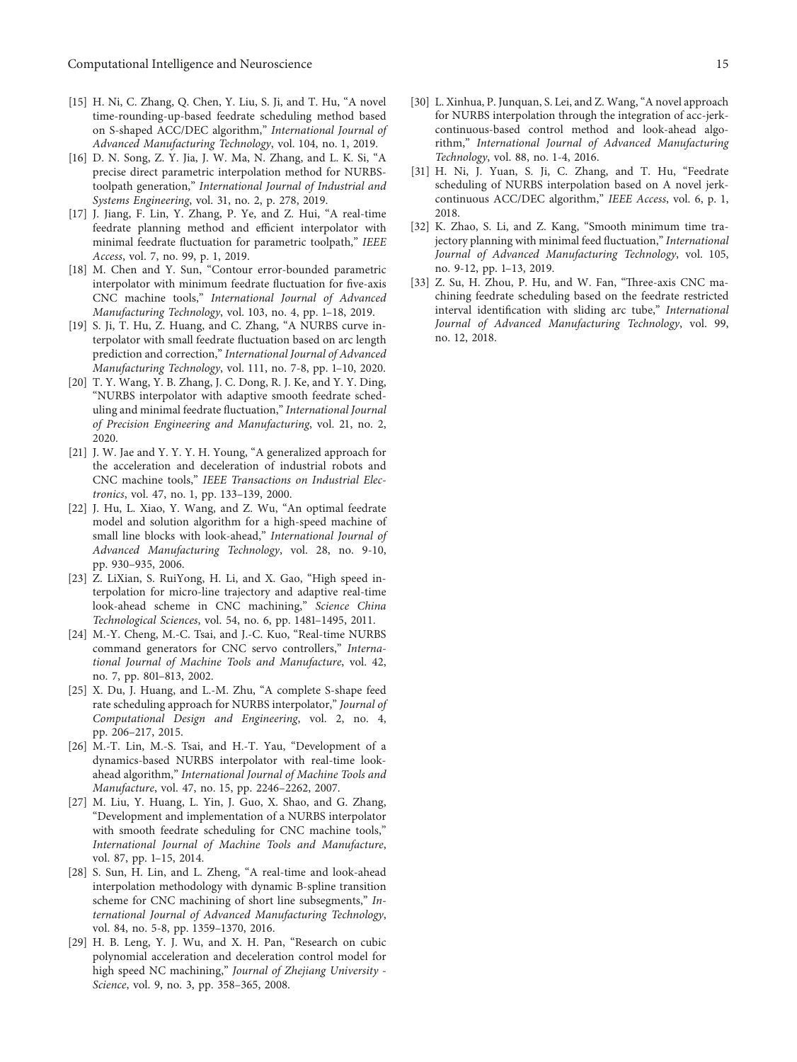[15] H. Ni, C. Zhang, Q. Chen, Y. Liu, S. Ji, and T. Hu, "A novel time-rounding-up-based feedrate scheduling method based on S-shaped ACC/DEC algorithm," *International Journal of Advanced Manufacturing Technology*, vol. 104, no. 1, 2019.

[16] D. N. Song, Z. Y. Jia, J. W. Ma, N. Zhang, and L. K. Si, "A precise direct parametric interpolation method for NURBS-toolpath generation," *International Journal of Industrial and Systems Engineering*, vol. 31, no. 2, p. 278, 2019.

[17] J. Jiang, F. Lin, Y. Zhang, P. Ye, and Z. Hui, "A real-time feedrate planning method and efficient interpolator with minimal feedrate fluctuation for parametric toolpath," *IEEE Access*, vol. 7, no. 99, p. 1, 2019.

[18] M. Chen and Y. Sun, "Contour error-bounded parametric interpolator with minimum feedrate fluctuation for five-axis CNC machine tools," *International Journal of Advanced Manufacturing Technology*, vol. 103, no. 4, pp. 1–18, 2019.

[19] S. Ji, T. Hu, Z. Huang, and C. Zhang, "A NURBS curve interpolator with small feedrate fluctuation based on arc length prediction and correction," *International Journal of Advanced Manufacturing Technology*, vol. 111, no. 7-8, pp. 1–10, 2020.

[20] T. Y. Wang, Y. B. Zhang, J. C. Dong, R. J. Ke, and Y. Y. Ding, "NURBS interpolator with adaptive smooth feedrate scheduling and minimal feedrate fluctuation," *International Journal of Precision Engineering and Manufacturing*, vol. 21, no. 2, 2020.

[21] J. W. Jae and Y. Y. Y. H. Young, "A generalized approach for the acceleration and deceleration of industrial robots and CNC machine tools," *IEEE Transactions on Industrial Electronics*, vol. 47, no. 1, pp. 133–139, 2000.

[22] J. Hu, L. Xiao, Y. Wang, and Z. Wu, "An optimal feedrate model and solution algorithm for a high-speed machine of small line blocks with look-ahead," *International Journal of Advanced Manufacturing Technology*, vol. 28, no. 9-10, pp. 930–935, 2006.

[23] Z. LiXian, S. RuiYong, H. Li, and X. Gao, "High speed interpolation for micro-line trajectory and adaptive real-time look-ahead scheme in CNC machining," *Science China Technological Sciences*, vol. 54, no. 6, pp. 1481–1495, 2011.

[24] M.-Y. Cheng, M.-C. Tsai, and J.-C. Kuo, "Real-time NURBS command generators for CNC servo controllers," *International Journal of Machine Tools and Manufacture*, vol. 42, no. 7, pp. 801–813, 2002.

[25] X. Du, J. Huang, and L.-M. Zhu, "A complete S-shape feed rate scheduling approach for NURBS interpolator," *Journal of Computational Design and Engineering*, vol. 2, no. 4, pp. 206–217, 2015.

[26] M.-T. Lin, M.-S. Tsai, and H.-T. Yau, "Development of a dynamics-based NURBS interpolator with real-time look-ahead algorithm," *International Journal of Machine Tools and Manufacture*, vol. 47, no. 15, pp. 2246–2262, 2007.

[27] M. Liu, Y. Huang, L. Yin, J. Guo, X. Shao, and G. Zhang, "Development and implementation of a NURBS interpolator with smooth feedrate scheduling for CNC machine tools," *International Journal of Machine Tools and Manufacture*, vol. 87, pp. 1–15, 2014.

[28] S. Sun, H. Lin, and L. Zheng, "A real-time and look-ahead interpolation methodology with dynamic B-spline transition scheme for CNC machining of short line subsegments," *International Journal of Advanced Manufacturing Technology*, vol. 84, no. 5-8, pp. 1359–1370, 2016.

[29] H. B. Leng, Y. J. Wu, and X. H. Pan, "Research on cubic polynomial acceleration and deceleration control model for high speed NC machining," *Journal of Zhejiang University - Science*, vol. 9, no. 3, pp. 358–365, 2008.

[30] L. Xinhua, P. Junquan, S. Lei, and Z. Wang, "A novel approach for NURBS interpolation through the integration of acc-jerk-continuous-based control method and look-ahead algorithm," *International Journal of Advanced Manufacturing Technology*, vol. 88, no. 1-4, 2016.

[31] H. Ni, J. Yuan, S. Ji, C. Zhang, and T. Hu, "Feedrate scheduling of NURBS interpolation based on A novel jerk-continuous ACC/DEC algorithm," *IEEE Access*, vol. 6, p. 1, 2018.

[32] K. Zhao, S. Li, and Z. Kang, "Smooth minimum time trajectory planning with minimal feed fluctuation," *International Journal of Advanced Manufacturing Technology*, vol. 105, no. 9-12, pp. 1–13, 2019.

[33] Z. Su, H. Zhou, P. Hu, and W. Fan, "Three-axis CNC machining feedrate scheduling based on the feedrate restricted interval identification with sliding arc tube," *International Journal of Advanced Manufacturing Technology*, vol. 99, no. 12, 2018.